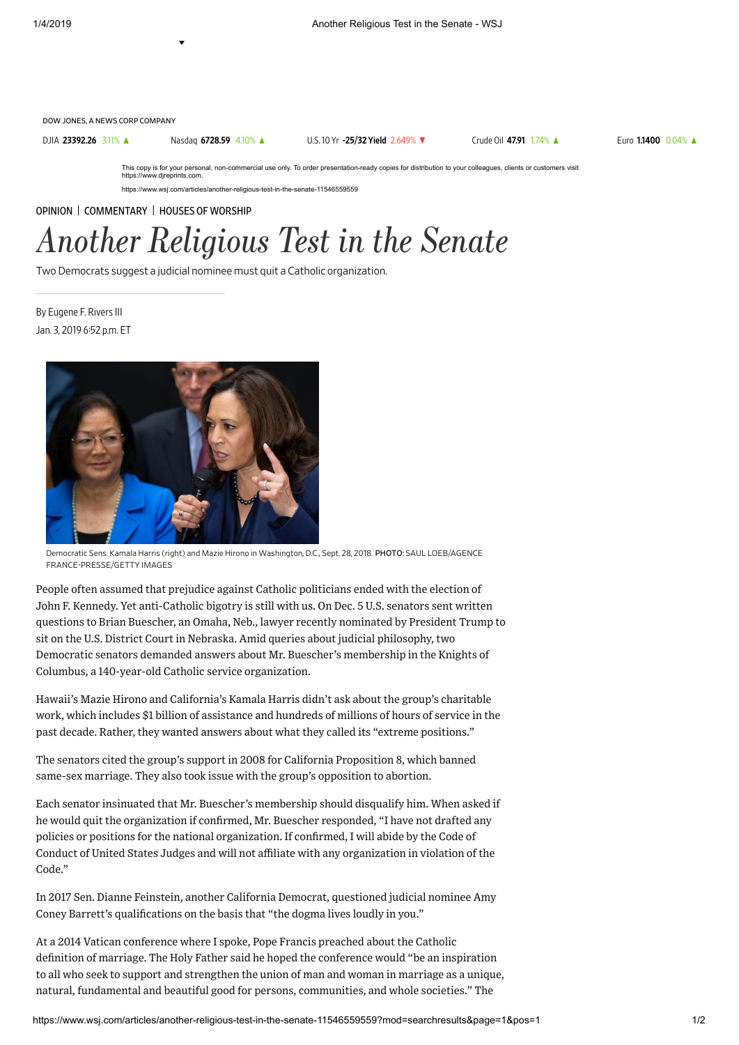OPINION | COMMENTARY | HOUSES OF WORSHIP

# Another Religious Test in the Senate

Two Democrats suggest a judicial nominee must quit a Catholic organization.

By Eugene F. Rivers III
Jan. 3, 2019 6:52 p.m. ET

Democratic Sens. Kamala Harris (right) and Mazie Hirono in Washington, D.C., Sept. 28, 2018. **PHOTO:** SAUL LOEB/AGENCE FRANCE-PRESSE/GETTY IMAGES

People often assumed that prejudice against Catholic politicians ended with the election of John F. Kennedy. Yet anti-Catholic bigotry is still with us. On Dec. 5 U.S. senators sent written questions to Brian Buescher, an Omaha, Neb., lawyer recently nominated by President Trump to sit on the U.S. District Court in Nebraska. Amid queries about judicial philosophy, two Democratic senators demanded answers about Mr. Buescher's membership in the Knights of Columbus, a 140-year-old Catholic service organization.

Hawaii's Mazie Hirono and California's Kamala Harris didn't ask about the group's charitable work, which includes $1 billion of assistance and hundreds of millions of hours of service in the past decade. Rather, they wanted answers about what they called its "extreme positions."

The senators cited the group's support in 2008 for California Proposition 8, which banned same-sex marriage. They also took issue with the group's opposition to abortion.

Each senator insinuated that Mr. Buescher's membership should disqualify him. When asked if he would quit the organization if confirmed, Mr. Buescher responded, "I have not drafted any policies or positions for the national organization. If confirmed, I will abide by the Code of Conduct of United States Judges and will not affiliate with any organization in violation of the Code."

In 2017 Sen. Dianne Feinstein, another California Democrat, questioned judicial nominee Amy Coney Barrett's qualifications on the basis that "the dogma lives loudly in you."

At a 2014 Vatican conference where I spoke, Pope Francis preached about the Catholic definition of marriage. The Holy Father said he hoped the conference would "be an inspiration to all who seek to support and strengthen the union of man and woman in marriage as a unique, natural, fundamental and beautiful good for persons, communities, and whole societies." The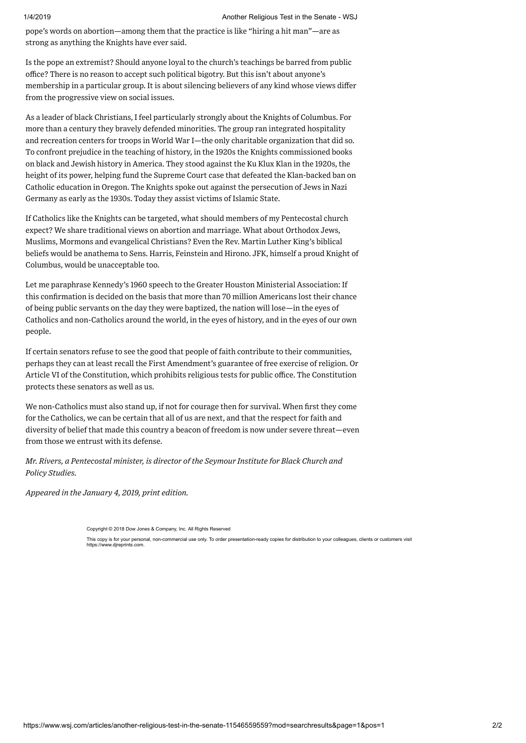pope's words on abortion—among them that the practice is like "hiring a hit man"—are as strong as anything the Knights have ever said.

Is the pope an extremist? Should anyone loyal to the church's teachings be barred from public office? There is no reason to accept such political bigotry. But this isn't about anyone's membership in a particular group. It is about silencing believers of any kind whose views differ from the progressive view on social issues.

As a leader of black Christians, I feel particularly strongly about the Knights of Columbus. For more than a century they bravely defended minorities. The group ran integrated hospitality and recreation centers for troops in World War I—the only charitable organization that did so. To confront prejudice in the teaching of history, in the 1920s the Knights commissioned books on black and Jewish history in America. They stood against the Ku Klux Klan in the 1920s, the height of its power, helping fund the Supreme Court case that defeated the Klan-backed ban on Catholic education in Oregon. The Knights spoke out against the persecution of Jews in Nazi Germany as early as the 1930s. Today they assist victims of Islamic State.

If Catholics like the Knights can be targeted, what should members of my Pentecostal church expect? We share traditional views on abortion and marriage. What about Orthodox Jews, Muslims, Mormons and evangelical Christians? Even the Rev. Martin Luther King's biblical beliefs would be anathema to Sens. Harris, Feinstein and Hirono. JFK, himself a proud Knight of Columbus, would be unacceptable too.

Let me paraphrase Kennedy's 1960 speech to the Greater Houston Ministerial Association: If this confirmation is decided on the basis that more than 70 million Americans lost their chance of being public servants on the day they were baptized, the nation will lose—in the eyes of Catholics and non-Catholics around the world, in the eyes of history, and in the eyes of our own people.

If certain senators refuse to see the good that people of faith contribute to their communities, perhaps they can at least recall the First Amendment's guarantee of free exercise of religion. Or Article VI of the Constitution, which prohibits religious tests for public office. The Constitution protects these senators as well as us.

We non-Catholics must also stand up, if not for courage then for survival. When first they come for the Catholics, we can be certain that all of us are next, and that the respect for faith and diversity of belief that made this country a beacon of freedom is now under severe threat—even from those we entrust with its defense.

*Mr. Rivers, a Pentecostal minister, is director of the Seymour Institute for Black Church and Policy Studies.*

*Appeared in the January 4, 2019, print edition.*

Copyright © 2018 Dow Jones & Company, Inc. All Rights Reserved

This copy is for your personal, non-commercial use only. To order presentation-ready copies for distribution to your colleagues, clients or customers visit https://www.djreprints.com.